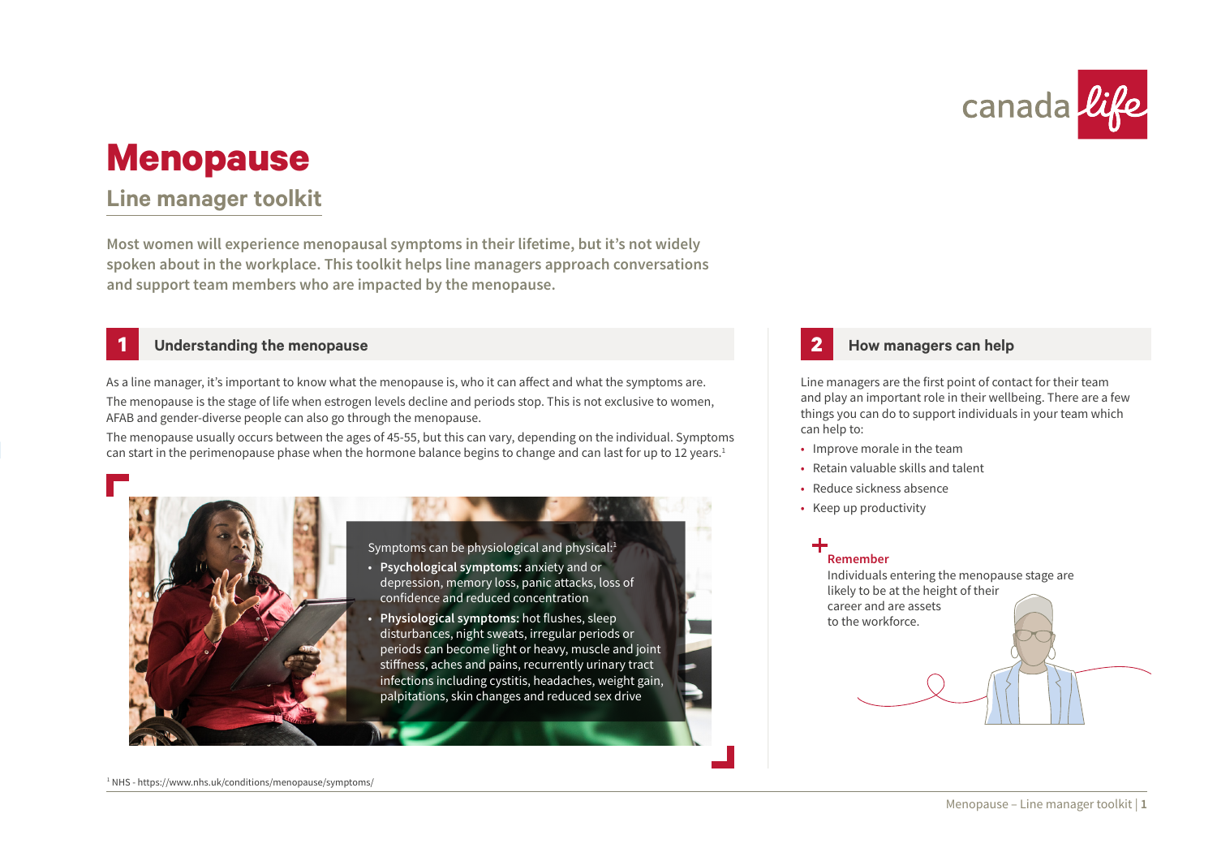# Menopause

## Line manager toolkit

**Most women will experience menopausal symptoms in their lifetime, but it's not widely spoken about in the workplace. This toolkit helps line managers approach conversations and support team members who are impacted by the menopause.**

## 1 Understanding the menopause

As a line manager, it's important to know what the menopause is, who it can affect and what the symptoms are.

The menopause is the stage of life when estrogen levels decline and periods stop. This is not exclusive to women, AFAB and gender-diverse people can also go through the menopause.

The menopause usually occurs between the ages of 45-55, but this can vary, depending on the individual. Symptoms can start in the perimenopause phase when the hormone balance begins to change and can last for up to 12 years.[1]

Symptoms can be physiological and physical:[1]

- **Psychological symptoms:** anxiety and or depression, memory loss, panic attacks, loss of confidence and reduced concentration
- **Physiological symptoms:** hot flushes, sleep disturbances, night sweats, irregular periods or periods can become light or heavy, muscle and joint stiffness, aches and pains, recurrently urinary tract infections including cystitis, headaches, weight gain, palpitations, skin changes and reduced sex drive

## 2 How managers can help

Line managers are the first point of contact for their team and play an important role in their wellbeing. There are a few things you can do to support individuals in your team which can help to:

- Improve morale in the team
- Retain valuable skills and talent
- Reduce sickness absence
- Keep up productivity

**Remember**

Individuals entering the menopause stage are likely to be at the height of their career and are assets to the workforce.

[1] NHS - https://www.nhs.uk/conditions/menopause/symptoms/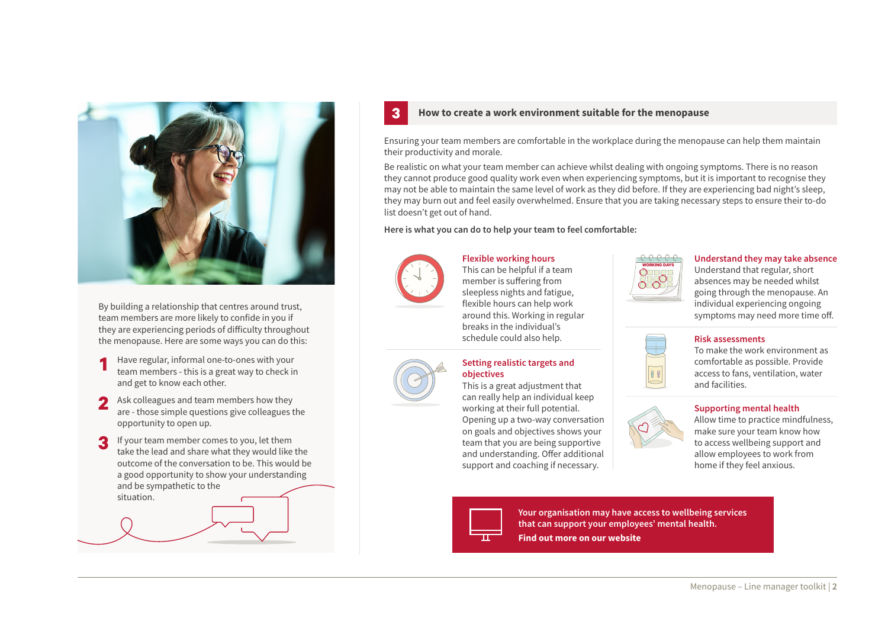By building a relationship that centres around trust, team members are more likely to confide in you if they are experiencing periods of difficulty throughout the menopause. Here are some ways you can do this:

1. Have regular, informal one-to-ones with your team members - this is a great way to check in and get to know each other.
2. Ask colleagues and team members how they are - those simple questions give colleagues the opportunity to open up.
3. If your team member comes to you, let them take the lead and share what they would like the outcome of the conversation to be. This would be a good opportunity to show your understanding and be sympathetic to the situation.

## 3 How to create a work environment suitable for the menopause

Ensuring your team members are comfortable in the workplace during the menopause can help them maintain their productivity and morale.

Be realistic on what your team member can achieve whilst dealing with ongoing symptoms. There is no reason they cannot produce good quality work even when experiencing symptoms, but it is important to recognise they may not be able to maintain the same level of work as they did before. If they are experiencing bad night's sleep, they may burn out and feel easily overwhelmed. Ensure that you are taking necessary steps to ensure their to-do list doesn't get out of hand.

**Here is what you can do to help your team to feel comfortable:**

### Flexible working hours

This can be helpful if a team member is suffering from sleepless nights and fatigue, flexible hours can help work around this. Working in regular breaks in the individual's schedule could also help.

### Setting realistic targets and objectives

This is a great adjustment that can really help an individual keep working at their full potential. Opening up a two-way conversation on goals and objectives shows your team that you are being supportive and understanding. Offer additional support and coaching if necessary.

### Understand they may take absence

Understand that regular, short absences may be needed whilst going through the menopause. An individual experiencing ongoing symptoms may need more time off.

### Risk assessments

To make the work environment as comfortable as possible. Provide access to fans, ventilation, water and facilities.

### Supporting mental health

Allow time to practice mindfulness, make sure your team know how to access wellbeing support and allow employees to work from home if they feel anxious.

**Your organisation may have access to wellbeing services that can support your employees' mental health.**

**Find out more on our website**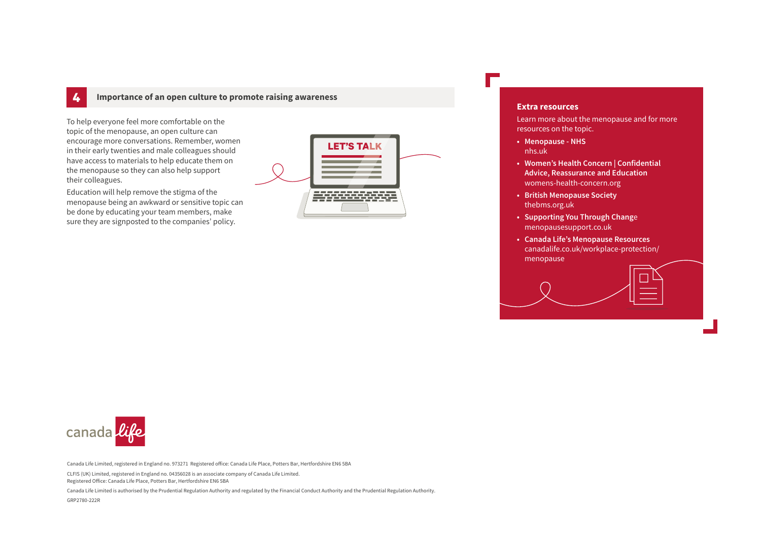## 4 Importance of an open culture to promote raising awareness

To help everyone feel more comfortable on the topic of the menopause, an open culture can encourage more conversations. Remember, women in their early twenties and male colleagues should have access to materials to help educate them on the menopause so they can also help support their colleagues.

Education will help remove the stigma of the menopause being an awkward or sensitive topic can be done by educating your team members, make sure they are signposted to the companies' policy.

LET'S TALK

### Extra resources

Learn more about the menopause and for more resources on the topic.

- **Menopause - NHS**
  nhs.uk
- **Women's Health Concern | Confidential Advice, Reassurance and Education**
  womens-health-concern.org
- **British Menopause Society**
  thebms.org.uk
- **Supporting You Through Change**
  menopausesupport.co.uk
- **Canada Life's Menopause Resources**
  canadalife.co.uk/workplace-protection/menopause

canada life

Canada Life Limited, registered in England no. 973271 Registered office: Canada Life Place, Potters Bar, Hertfordshire EN6 5BA

CLFIS (UK) Limited, registered in England no. 04356028 is an associate company of Canada Life Limited.
Registered Office: Canada Life Place, Potters Bar, Hertfordshire EN6 5BA

Canada Life Limited is authorised by the Prudential Regulation Authority and regulated by the Financial Conduct Authority and the Prudential Regulation Authority.

GRP2780-222R